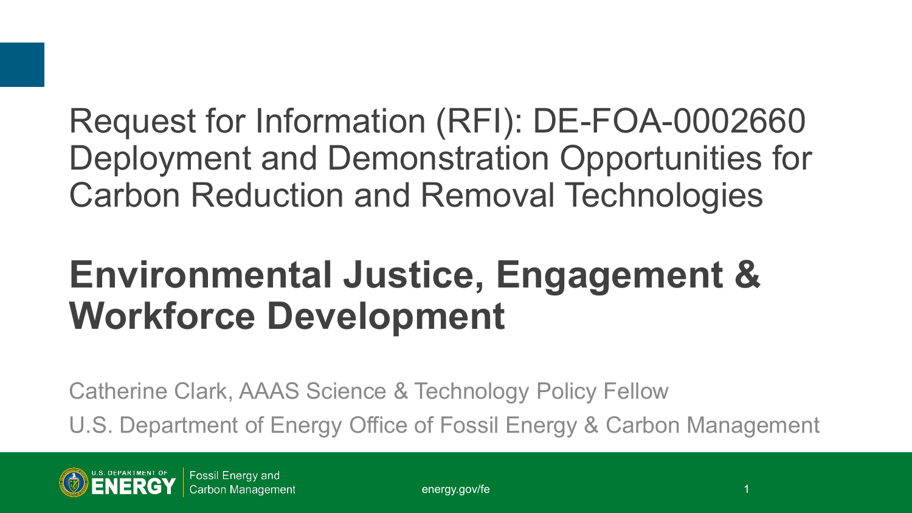# Request for Information (RFI): DE-FOA-0002660 Deployment and Demonstration Opportunities for Carbon Reduction and Removal Technologies

## **Environmental Justice, Engagement & Workforce Development**

Catherine Clark, AAAS Science & Technology Policy Fellow

U.S. Department of Energy Office of Fossil Energy & Carbon Management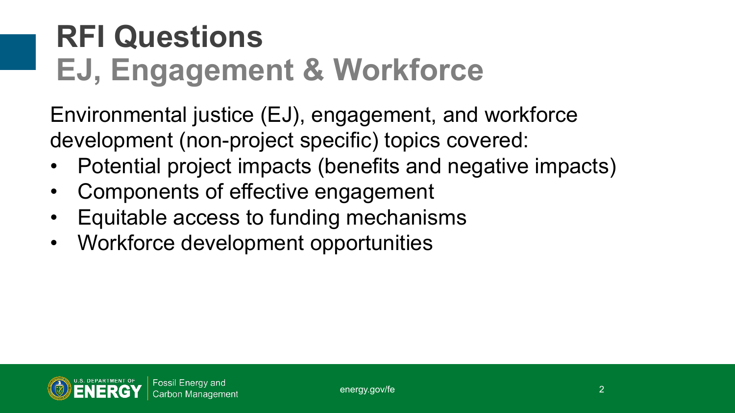# RFI Questions

## EJ, Engagement & Workforce

Environmental justice (EJ), engagement, and workforce development (non-project specific) topics covered:

- Potential project impacts (benefits and negative impacts)
- Components of effective engagement
- Equitable access to funding mechanisms
- Workforce development opportunities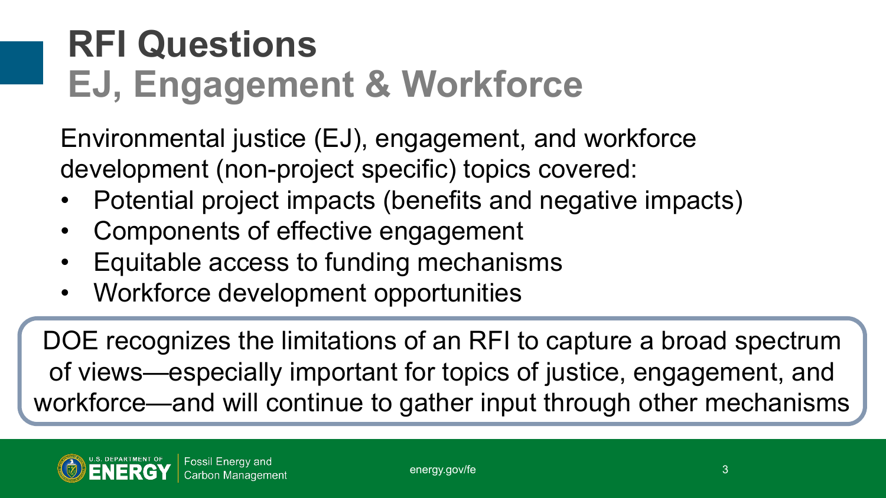# RFI Questions
## EJ, Engagement & Workforce

Environmental justice (EJ), engagement, and workforce development (non-project specific) topics covered:

- Potential project impacts (benefits and negative impacts)
- Components of effective engagement
- Equitable access to funding mechanisms
- Workforce development opportunities

DOE recognizes the limitations of an RFI to capture a broad spectrum of views—especially important for topics of justice, engagement, and workforce—and will continue to gather input through other mechanisms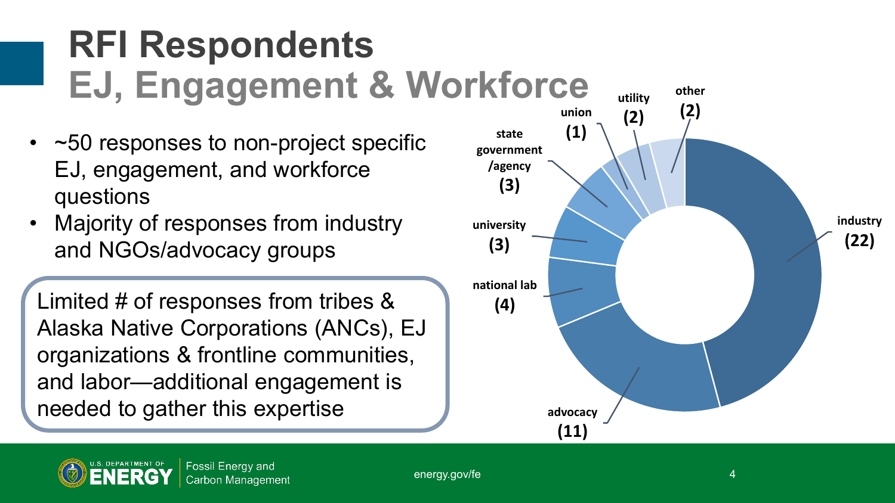# RFI Respondents

## EJ, Engagement & Workforce

- ~50 responses to non-project specific EJ, engagement, and workforce questions
- Majority of responses from industry and NGOs/advocacy groups

Limited # of responses from tribes & Alaska Native Corporations (ANCs), EJ organizations & frontline communities, and labor—additional engagement is needed to gather this expertise

| Respondent type | Count |
|---|---|
| industry | 22 |
| advocacy | 11 |
| national lab | 4 |
| university | 3 |
| state government /agency | 3 |
| union | 1 |
| utility | 2 |
| other | 2 |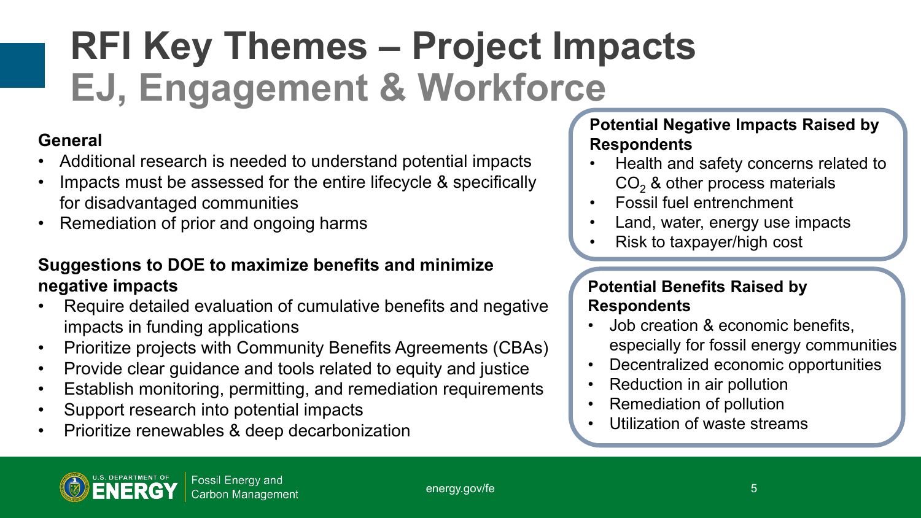# RFI Key Themes – Project Impacts
## EJ, Engagement & Workforce

**General**

- Additional research is needed to understand potential impacts
- Impacts must be assessed for the entire lifecycle & specifically for disadvantaged communities
- Remediation of prior and ongoing harms

**Suggestions to DOE to maximize benefits and minimize negative impacts**

- Require detailed evaluation of cumulative benefits and negative impacts in funding applications
- Prioritize projects with Community Benefits Agreements (CBAs)
- Provide clear guidance and tools related to equity and justice
- Establish monitoring, permitting, and remediation requirements
- Support research into potential impacts
- Prioritize renewables & deep decarbonization

**Potential Negative Impacts Raised by Respondents**

- Health and safety concerns related to $CO_2$ & other process materials
- Fossil fuel entrenchment
- Land, water, energy use impacts
- Risk to taxpayer/high cost

**Potential Benefits Raised by Respondents**

- Job creation & economic benefits, especially for fossil energy communities
- Decentralized economic opportunities
- Reduction in air pollution
- Remediation of pollution
- Utilization of waste streams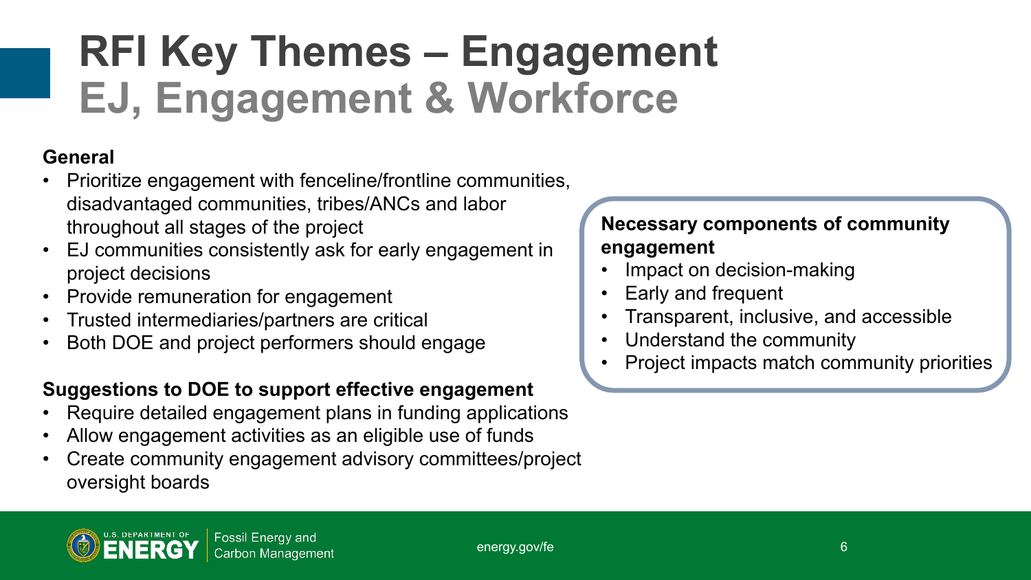# RFI Key Themes – Engagement
## EJ, Engagement & Workforce

**General**

- Prioritize engagement with fenceline/frontline communities, disadvantaged communities, tribes/ANCs and labor throughout all stages of the project
- EJ communities consistently ask for early engagement in project decisions
- Provide remuneration for engagement
- Trusted intermediaries/partners are critical
- Both DOE and project performers should engage

**Suggestions to DOE to support effective engagement**

- Require detailed engagement plans in funding applications
- Allow engagement activities as an eligible use of funds
- Create community engagement advisory committees/project oversight boards

**Necessary components of community engagement**

- Impact on decision-making
- Early and frequent
- Transparent, inclusive, and accessible
- Understand the community
- Project impacts match community priorities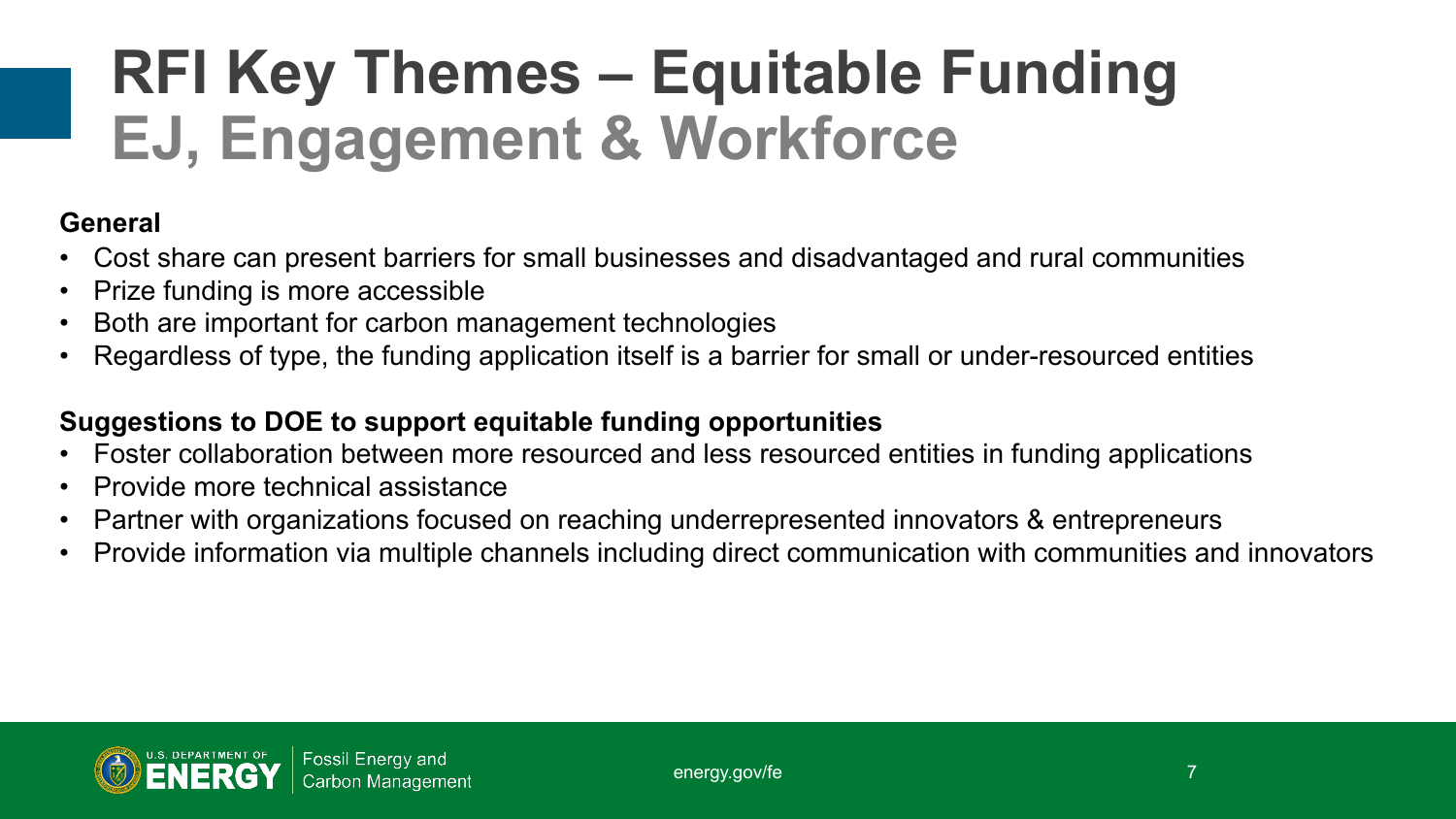# RFI Key Themes – Equitable Funding
## EJ, Engagement & Workforce

**General**

- Cost share can present barriers for small businesses and disadvantaged and rural communities
- Prize funding is more accessible
- Both are important for carbon management technologies
- Regardless of type, the funding application itself is a barrier for small or under-resourced entities

**Suggestions to DOE to support equitable funding opportunities**

- Foster collaboration between more resourced and less resourced entities in funding applications
- Provide more technical assistance
- Partner with organizations focused on reaching underrepresented innovators & entrepreneurs
- Provide information via multiple channels including direct communication with communities and innovators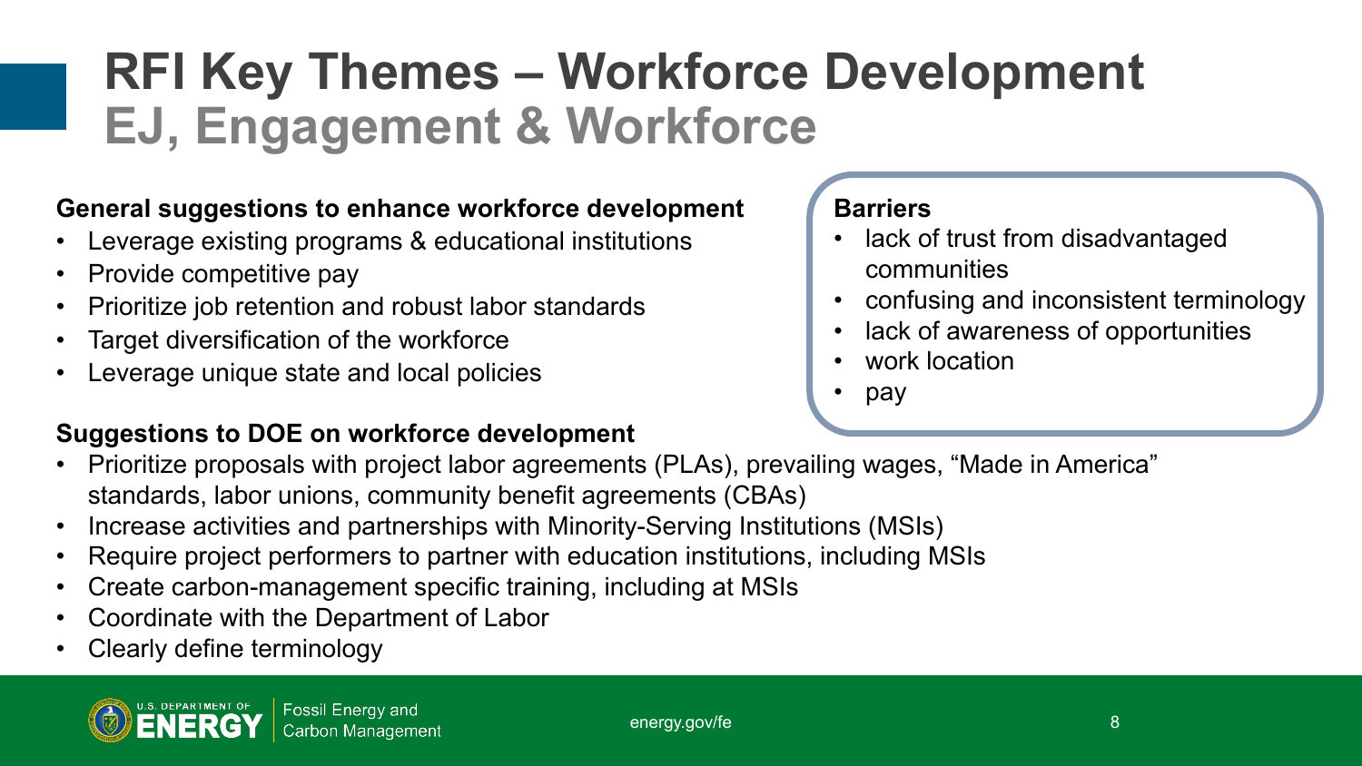# RFI Key Themes – Workforce Development

## EJ, Engagement & Workforce

**General suggestions to enhance workforce development**

- Leverage existing programs & educational institutions
- Provide competitive pay
- Prioritize job retention and robust labor standards
- Target diversification of the workforce
- Leverage unique state and local policies

**Barriers**

- lack of trust from disadvantaged communities
- confusing and inconsistent terminology
- lack of awareness of opportunities
- work location
- pay

**Suggestions to DOE on workforce development**

- Prioritize proposals with project labor agreements (PLAs), prevailing wages, "Made in America" standards, labor unions, community benefit agreements (CBAs)
- Increase activities and partnerships with Minority-Serving Institutions (MSIs)
- Require project performers to partner with education institutions, including MSIs
- Create carbon-management specific training, including at MSIs
- Coordinate with the Department of Labor
- Clearly define terminology